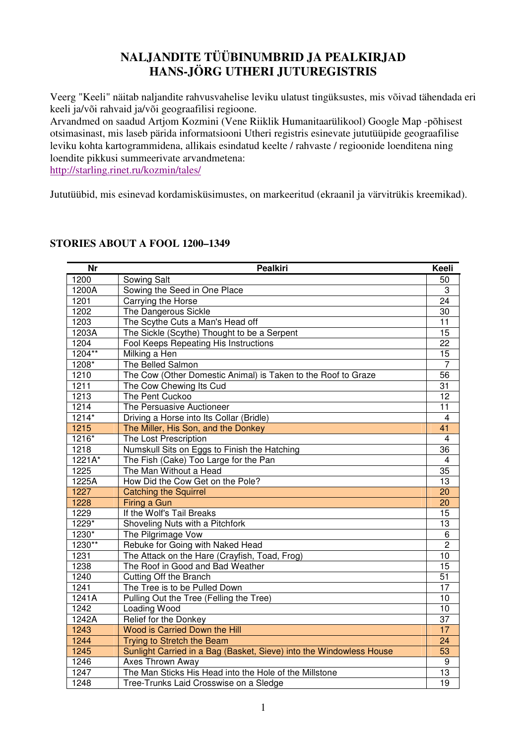# NALJANDITE TÜÜBINUMBRID JA PEALKIRJAD HANS-JÖRG UTHERI JUTUREGISTRIS

Veerg "Keeli" näitab naljandite rahvusvahelise leviku ulatust tingüksustes, mis võivad tähendada eri keeli ja/või rahvaid ja/või geograafilisi regioone.
Arvandmed on saadud Artjom Kozmini (Vene Riiklik Humanitaarülikool) Google Map -põhisest otsimasinast, mis laseb pärida informatsiooni Utheri registris esinevate jututüüpide geograafilise leviku kohta kartogrammidena, allikais esindatud keelte / rahvaste / regioonide loenditena ning loendite pikkusi summeerivate arvandmetena:
http://starling.rinet.ru/kozmin/tales/

Jututüübid, mis esinevad kordamisküsimustes, on markeeritud (ekraanil ja värvitrükis kreemikad).

## STORIES ABOUT A FOOL 1200–1349

| Nr | Pealkiri | Keeli |
|---|---|---|
| 1200 | Sowing Salt | 50 |
| 1200A | Sowing the Seed in One Place | 3 |
| 1201 | Carrying the Horse | 24 |
| 1202 | The Dangerous Sickle | 30 |
| 1203 | The Scythe Cuts a Man's Head off | 11 |
| 1203A | The Sickle (Scythe) Thought to be a Serpent | 15 |
| 1204 | Fool Keeps Repeating His Instructions | 22 |
| 1204** | Milking a Hen | 15 |
| 1208* | The Belled Salmon | 7 |
| 1210 | The Cow (Other Domestic Animal) is Taken to the Roof to Graze | 56 |
| 1211 | The Cow Chewing Its Cud | 31 |
| 1213 | The Pent Cuckoo | 12 |
| 1214 | The Persuasive Auctioneer | 11 |
| 1214* | Driving a Horse into Its Collar (Bridle) | 4 |
| 1215 | The Miller, His Son, and the Donkey | 41 |
| 1216* | The Lost Prescription | 4 |
| 1218 | Numskull Sits on Eggs to Finish the Hatching | 36 |
| 1221A* | The Fish (Cake) Too Large for the Pan | 4 |
| 1225 | The Man Without a Head | 35 |
| 1225A | How Did the Cow Get on the Pole? | 13 |
| 1227 | Catching the Squirrel | 20 |
| 1228 | Firing a Gun | 20 |
| 1229 | If the Wolf's Tail Breaks | 15 |
| 1229* | Shoveling Nuts with a Pitchfork | 13 |
| 1230* | The Pilgrimage Vow | 6 |
| 1230** | Rebuke for Going with Naked Head | 2 |
| 1231 | The Attack on the Hare (Crayfish, Toad, Frog) | 10 |
| 1238 | The Roof in Good and Bad Weather | 15 |
| 1240 | Cutting Off the Branch | 51 |
| 1241 | The Tree is to be Pulled Down | 17 |
| 1241A | Pulling Out the Tree (Felling the Tree) | 10 |
| 1242 | Loading Wood | 10 |
| 1242A | Relief for the Donkey | 37 |
| 1243 | Wood is Carried Down the Hill | 17 |
| 1244 | Trying to Stretch the Beam | 24 |
| 1245 | Sunlight Carried in a Bag (Basket, Sieve) into the Windowless House | 53 |
| 1246 | Axes Thrown Away | 9 |
| 1247 | The Man Sticks His Head into the Hole of the Millstone | 13 |
| 1248 | Tree-Trunks Laid Crosswise on a Sledge | 19 |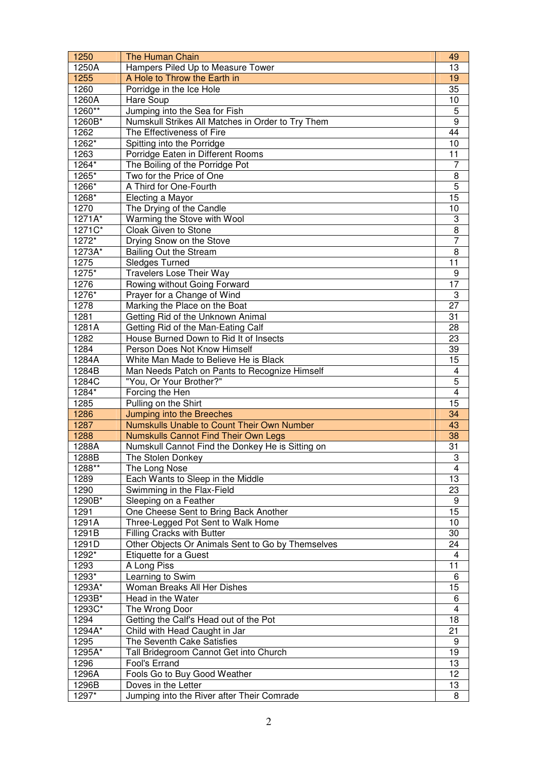| 1250 | The Human Chain | 49 |
|---|---|---|
| 1250A | Hampers Piled Up to Measure Tower | 13 |
| 1255 | A Hole to Throw the Earth in | 19 |
| 1260 | Porridge in the Ice Hole | 35 |
| 1260A | Hare Soup | 10 |
| 1260** | Jumping into the Sea for Fish | 5 |
| 1260B* | Numskull Strikes All Matches in Order to Try Them | 9 |
| 1262 | The Effectiveness of Fire | 44 |
| 1262* | Spitting into the Porridge | 10 |
| 1263 | Porridge Eaten in Different Rooms | 11 |
| 1264* | The Boiling of the Porridge Pot | 7 |
| 1265* | Two for the Price of One | 8 |
| 1266* | A Third for One-Fourth | 5 |
| 1268* | Electing a Mayor | 15 |
| 1270 | The Drying of the Candle | 10 |
| 1271A* | Warming the Stove with Wool | 3 |
| 1271C* | Cloak Given to Stone | 8 |
| 1272* | Drying Snow on the Stove | 7 |
| 1273A* | Bailing Out the Stream | 8 |
| 1275 | Sledges Turned | 11 |
| 1275* | Travelers Lose Their Way | 9 |
| 1276 | Rowing without Going Forward | 17 |
| 1276* | Prayer for a Change of Wind | 3 |
| 1278 | Marking the Place on the Boat | 27 |
| 1281 | Getting Rid of the Unknown Animal | 31 |
| 1281A | Getting Rid of the Man-Eating Calf | 28 |
| 1282 | House Burned Down to Rid It of Insects | 23 |
| 1284 | Person Does Not Know Himself | 39 |
| 1284A | White Man Made to Believe He is Black | 15 |
| 1284B | Man Needs Patch on Pants to Recognize Himself | 4 |
| 1284C | "You, Or Your Brother?" | 5 |
| 1284* | Forcing the Hen | 4 |
| 1285 | Pulling on the Shirt | 15 |
| 1286 | Jumping into the Breeches | 34 |
| 1287 | Numskulls Unable to Count Their Own Number | 43 |
| 1288 | Numskulls Cannot Find Their Own Legs | 38 |
| 1288A | Numskull Cannot Find the Donkey He is Sitting on | 31 |
| 1288B | The Stolen Donkey | 3 |
| 1288** | The Long Nose | 4 |
| 1289 | Each Wants to Sleep in the Middle | 13 |
| 1290 | Swimming in the Flax-Field | 23 |
| 1290B* | Sleeping on a Feather | 9 |
| 1291 | One Cheese Sent to Bring Back Another | 15 |
| 1291A | Three-Legged Pot Sent to Walk Home | 10 |
| 1291B | Filling Cracks with Butter | 30 |
| 1291D | Other Objects Or Animals Sent to Go by Themselves | 24 |
| 1292* | Etiquette for a Guest | 4 |
| 1293 | A Long Piss | 11 |
| 1293* | Learning to Swim | 6 |
| 1293A* | Woman Breaks All Her Dishes | 15 |
| 1293B* | Head in the Water | 6 |
| 1293C* | The Wrong Door | 4 |
| 1294 | Getting the Calf's Head out of the Pot | 18 |
| 1294A* | Child with Head Caught in Jar | 21 |
| 1295 | The Seventh Cake Satisfies | 9 |
| 1295A* | Tall Bridegroom Cannot Get into Church | 19 |
| 1296 | Fool's Errand | 13 |
| 1296A | Fools Go to Buy Good Weather | 12 |
| 1296B | Doves in the Letter | 13 |
| 1297* | Jumping into the River after Their Comrade | 8 |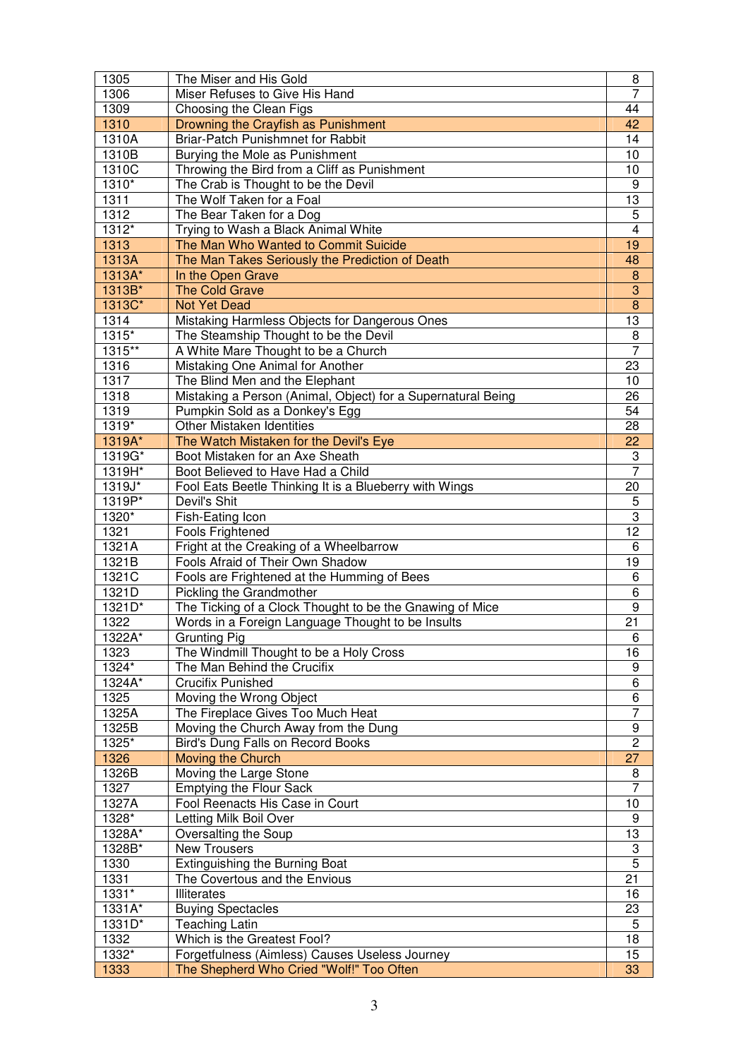| 1305 | The Miser and His Gold | 8 |
|---|---|---|
| 1306 | Miser Refuses to Give His Hand | 7 |
| 1309 | Choosing the Clean Figs | 44 |
| 1310 | Drowning the Crayfish as Punishment | 42 |
| 1310A | Briar-Patch Punishmnet for Rabbit | 14 |
| 1310B | Burying the Mole as Punishment | 10 |
| 1310C | Throwing the Bird from a Cliff as Punishment | 10 |
| 1310* | The Crab is Thought to be the Devil | 9 |
| 1311 | The Wolf Taken for a Foal | 13 |
| 1312 | The Bear Taken for a Dog | 5 |
| 1312* | Trying to Wash a Black Animal White | 4 |
| 1313 | The Man Who Wanted to Commit Suicide | 19 |
| 1313A | The Man Takes Seriously the Prediction of Death | 48 |
| 1313A* | In the Open Grave | 8 |
| 1313B* | The Cold Grave | 3 |
| 1313C* | Not Yet Dead | 8 |
| 1314 | Mistaking Harmless Objects for Dangerous Ones | 13 |
| 1315* | The Steamship Thought to be the Devil | 8 |
| 1315** | A White Mare Thought to be a Church | 7 |
| 1316 | Mistaking One Animal for Another | 23 |
| 1317 | The Blind Men and the Elephant | 10 |
| 1318 | Mistaking a Person (Animal, Object) for a Supernatural Being | 26 |
| 1319 | Pumpkin Sold as a Donkey's Egg | 54 |
| 1319* | Other Mistaken Identities | 28 |
| 1319A* | The Watch Mistaken for the Devil's Eye | 22 |
| 1319G* | Boot Mistaken for an Axe Sheath | 3 |
| 1319H* | Boot Believed to Have Had a Child | 7 |
| 1319J* | Fool Eats Beetle Thinking It is a Blueberry with Wings | 20 |
| 1319P* | Devil's Shit | 5 |
| 1320* | Fish-Eating Icon | 3 |
| 1321 | Fools Frightened | 12 |
| 1321A | Fright at the Creaking of a Wheelbarrow | 6 |
| 1321B | Fools Afraid of Their Own Shadow | 19 |
| 1321C | Fools are Frightened at the Humming of Bees | 6 |
| 1321D | Pickling the Grandmother | 6 |
| 1321D* | The Ticking of a Clock Thought to be the Gnawing of Mice | 9 |
| 1322 | Words in a Foreign Language Thought to be Insults | 21 |
| 1322A* | Grunting Pig | 6 |
| 1323 | The Windmill Thought to be a Holy Cross | 16 |
| 1324* | The Man Behind the Crucifix | 9 |
| 1324A* | Crucifix Punished | 6 |
| 1325 | Moving the Wrong Object | 6 |
| 1325A | The Fireplace Gives Too Much Heat | 7 |
| 1325B | Moving the Church Away from the Dung | 9 |
| 1325* | Bird's Dung Falls on Record Books | 2 |
| 1326 | Moving the Church | 27 |
| 1326B | Moving the Large Stone | 8 |
| 1327 | Emptying the Flour Sack | 7 |
| 1327A | Fool Reenacts His Case in Court | 10 |
| 1328* | Letting Milk Boil Over | 9 |
| 1328A* | Oversalting the Soup | 13 |
| 1328B* | New Trousers | 3 |
| 1330 | Extinguishing the Burning Boat | 5 |
| 1331 | The Covertous and the Envious | 21 |
| 1331* | Illiterates | 16 |
| 1331A* | Buying Spectacles | 23 |
| 1331D* | Teaching Latin | 5 |
| 1332 | Which is the Greatest Fool? | 18 |
| 1332* | Forgetfulness (Aimless) Causes Useless Journey | 15 |
| 1333 | The Shepherd Who Cried "Wolf!" Too Often | 33 |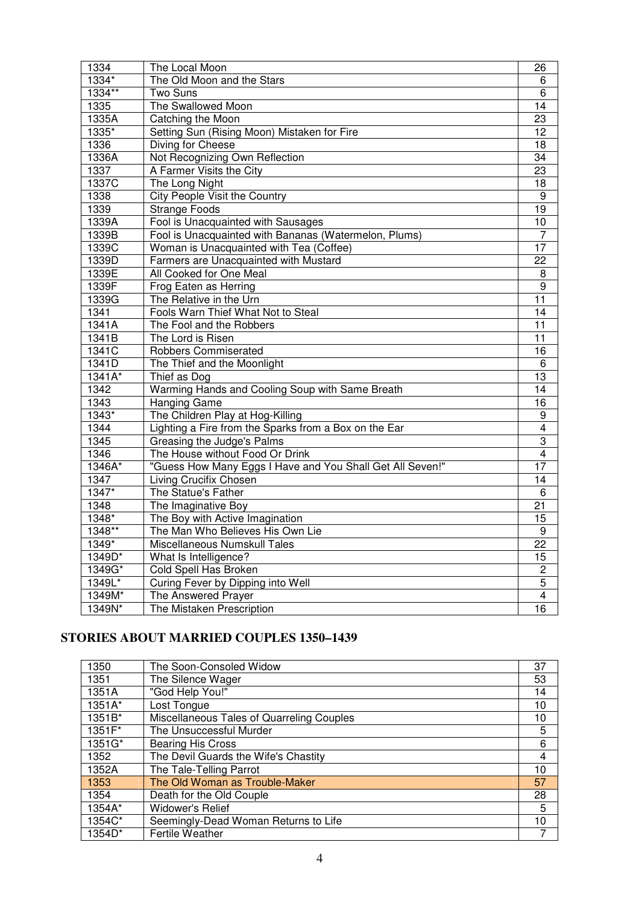| | | |
|---|---|---|
| 1334 | The Local Moon | 26 |
| 1334* | The Old Moon and the Stars | 6 |
| 1334** | Two Suns | 6 |
| 1335 | The Swallowed Moon | 14 |
| 1335A | Catching the Moon | 23 |
| 1335* | Setting Sun (Rising Moon) Mistaken for Fire | 12 |
| 1336 | Diving for Cheese | 18 |
| 1336A | Not Recognizing Own Reflection | 34 |
| 1337 | A Farmer Visits the City | 23 |
| 1337C | The Long Night | 18 |
| 1338 | City People Visit the Country | 9 |
| 1339 | Strange Foods | 19 |
| 1339A | Fool is Unacquainted with Sausages | 10 |
| 1339B | Fool is Unacquainted with Bananas (Watermelon, Plums) | 7 |
| 1339C | Woman is Unacquainted with Tea (Coffee) | 17 |
| 1339D | Farmers are Unacquainted with Mustard | 22 |
| 1339E | All Cooked for One Meal | 8 |
| 1339F | Frog Eaten as Herring | 9 |
| 1339G | The Relative in the Urn | 11 |
| 1341 | Fools Warn Thief What Not to Steal | 14 |
| 1341A | The Fool and the Robbers | 11 |
| 1341B | The Lord is Risen | 11 |
| 1341C | Robbers Commiserated | 16 |
| 1341D | The Thief and the Moonlight | 6 |
| 1341A* | Thief as Dog | 13 |
| 1342 | Warming Hands and Cooling Soup with Same Breath | 14 |
| 1343 | Hanging Game | 16 |
| 1343* | The Children Play at Hog-Killing | 9 |
| 1344 | Lighting a Fire from the Sparks from a Box on the Ear | 4 |
| 1345 | Greasing the Judge's Palms | 3 |
| 1346 | The House without Food Or Drink | 4 |
| 1346A* | "Guess How Many Eggs I Have and You Shall Get All Seven!" | 17 |
| 1347 | Living Crucifix Chosen | 14 |
| 1347* | The Statue's Father | 6 |
| 1348 | The Imaginative Boy | 21 |
| 1348* | The Boy with Active Imagination | 15 |
| 1348** | The Man Who Believes His Own Lie | 9 |
| 1349* | Miscellaneous Numskull Tales | 22 |
| 1349D* | What Is Intelligence? | 15 |
| 1349G* | Cold Spell Has Broken | 2 |
| 1349L* | Curing Fever by Dipping into Well | 5 |
| 1349M* | The Answered Prayer | 4 |
| 1349N* | The Mistaken Prescription | 16 |

## STORIES ABOUT MARRIED COUPLES 1350–1439

| | | |
|---|---|---|
| 1350 | The Soon-Consoled Widow | 37 |
| 1351 | The Silence Wager | 53 |
| 1351A | "God Help You!" | 14 |
| 1351A* | Lost Tongue | 10 |
| 1351B* | Miscellaneous Tales of Quarreling Couples | 10 |
| 1351F* | The Unsuccessful Murder | 5 |
| 1351G* | Bearing His Cross | 6 |
| 1352 | The Devil Guards the Wife's Chastity | 4 |
| 1352A | The Tale-Telling Parrot | 10 |
| 1353 | The Old Woman as Trouble-Maker | 57 |
| 1354 | Death for the Old Couple | 28 |
| 1354A* | Widower's Relief | 5 |
| 1354C* | Seemingly-Dead Woman Returns to Life | 10 |
| 1354D* | Fertile Weather | 7 |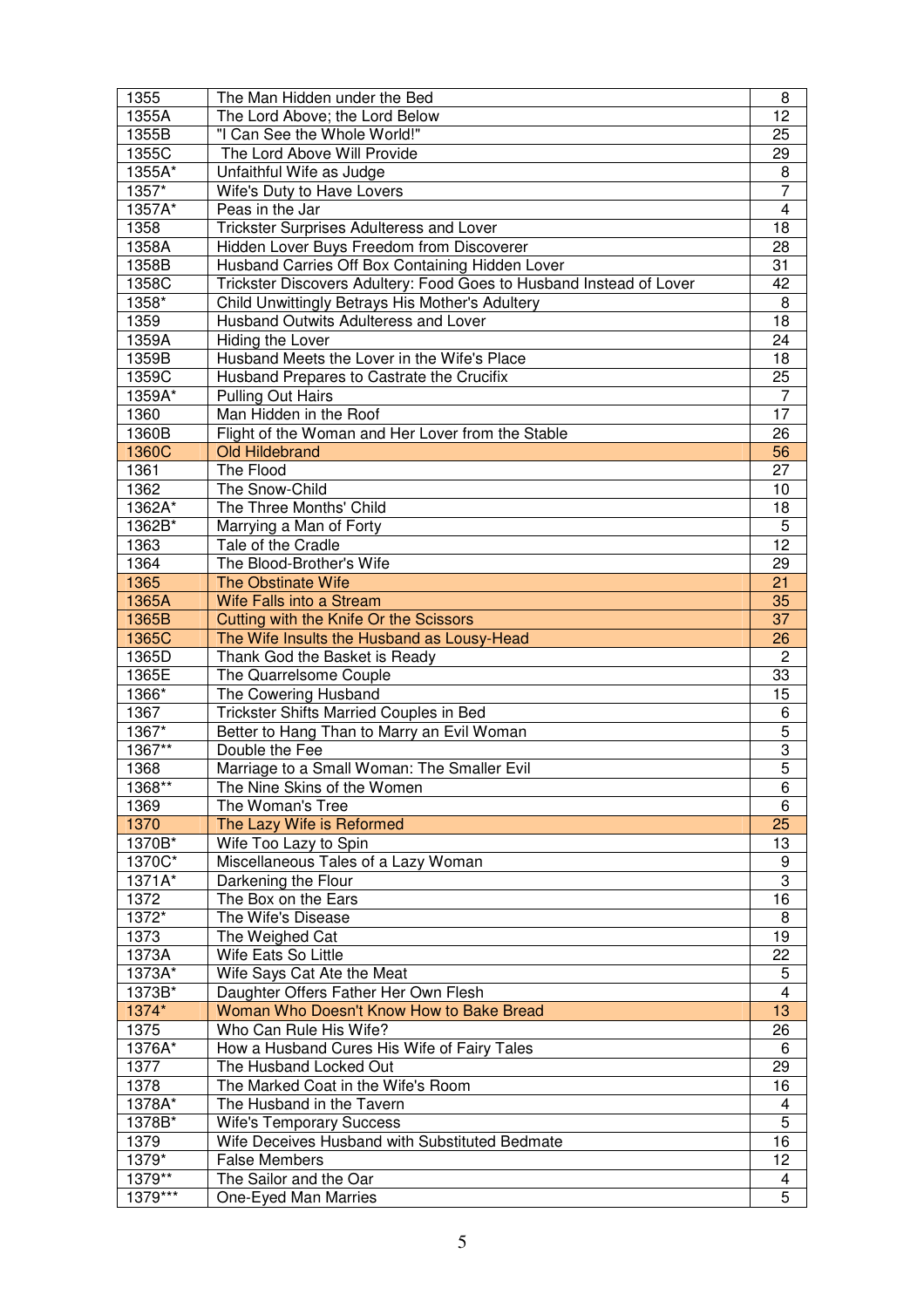| | | |
|---|---|---|
| 1355 | The Man Hidden under the Bed | 8 |
| 1355A | The Lord Above; the Lord Below | 12 |
| 1355B | "I Can See the Whole World!" | 25 |
| 1355C | The Lord Above Will Provide | 29 |
| 1355A* | Unfaithful Wife as Judge | 8 |
| 1357* | Wife's Duty to Have Lovers | 7 |
| 1357A* | Peas in the Jar | 4 |
| 1358 | Trickster Surprises Adulteress and Lover | 18 |
| 1358A | Hidden Lover Buys Freedom from Discoverer | 28 |
| 1358B | Husband Carries Off Box Containing Hidden Lover | 31 |
| 1358C | Trickster Discovers Adultery: Food Goes to Husband Instead of Lover | 42 |
| 1358* | Child Unwittingly Betrays His Mother's Adultery | 8 |
| 1359 | Husband Outwits Adulteress and Lover | 18 |
| 1359A | Hiding the Lover | 24 |
| 1359B | Husband Meets the Lover in the Wife's Place | 18 |
| 1359C | Husband Prepares to Castrate the Crucifix | 25 |
| 1359A* | Pulling Out Hairs | 7 |
| 1360 | Man Hidden in the Roof | 17 |
| 1360B | Flight of the Woman and Her Lover from the Stable | 26 |
| 1360C | Old Hildebrand | 56 |
| 1361 | The Flood | 27 |
| 1362 | The Snow-Child | 10 |
| 1362A* | The Three Months' Child | 18 |
| 1362B* | Marrying a Man of Forty | 5 |
| 1363 | Tale of the Cradle | 12 |
| 1364 | The Blood-Brother's Wife | 29 |
| 1365 | The Obstinate Wife | 21 |
| 1365A | Wife Falls into a Stream | 35 |
| 1365B | Cutting with the Knife Or the Scissors | 37 |
| 1365C | The Wife Insults the Husband as Lousy-Head | 26 |
| 1365D | Thank God the Basket is Ready | 2 |
| 1365E | The Quarrelsome Couple | 33 |
| 1366* | The Cowering Husband | 15 |
| 1367 | Trickster Shifts Married Couples in Bed | 6 |
| 1367* | Better to Hang Than to Marry an Evil Woman | 5 |
| 1367** | Double the Fee | 3 |
| 1368 | Marriage to a Small Woman: The Smaller Evil | 5 |
| 1368** | The Nine Skins of the Women | 6 |
| 1369 | The Woman's Tree | 6 |
| 1370 | The Lazy Wife is Reformed | 25 |
| 1370B* | Wife Too Lazy to Spin | 13 |
| 1370C* | Miscellaneous Tales of a Lazy Woman | 9 |
| 1371A* | Darkening the Flour | 3 |
| 1372 | The Box on the Ears | 16 |
| 1372* | The Wife's Disease | 8 |
| 1373 | The Weighed Cat | 19 |
| 1373A | Wife Eats So Little | 22 |
| 1373A* | Wife Says Cat Ate the Meat | 5 |
| 1373B* | Daughter Offers Father Her Own Flesh | 4 |
| 1374* | Woman Who Doesn't Know How to Bake Bread | 13 |
| 1375 | Who Can Rule His Wife? | 26 |
| 1376A* | How a Husband Cures His Wife of Fairy Tales | 6 |
| 1377 | The Husband Locked Out | 29 |
| 1378 | The Marked Coat in the Wife's Room | 16 |
| 1378A* | The Husband in the Tavern | 4 |
| 1378B* | Wife's Temporary Success | 5 |
| 1379 | Wife Deceives Husband with Substituted Bedmate | 16 |
| 1379* | False Members | 12 |
| 1379** | The Sailor and the Oar | 4 |
| 1379*** | One-Eyed Man Marries | 5 |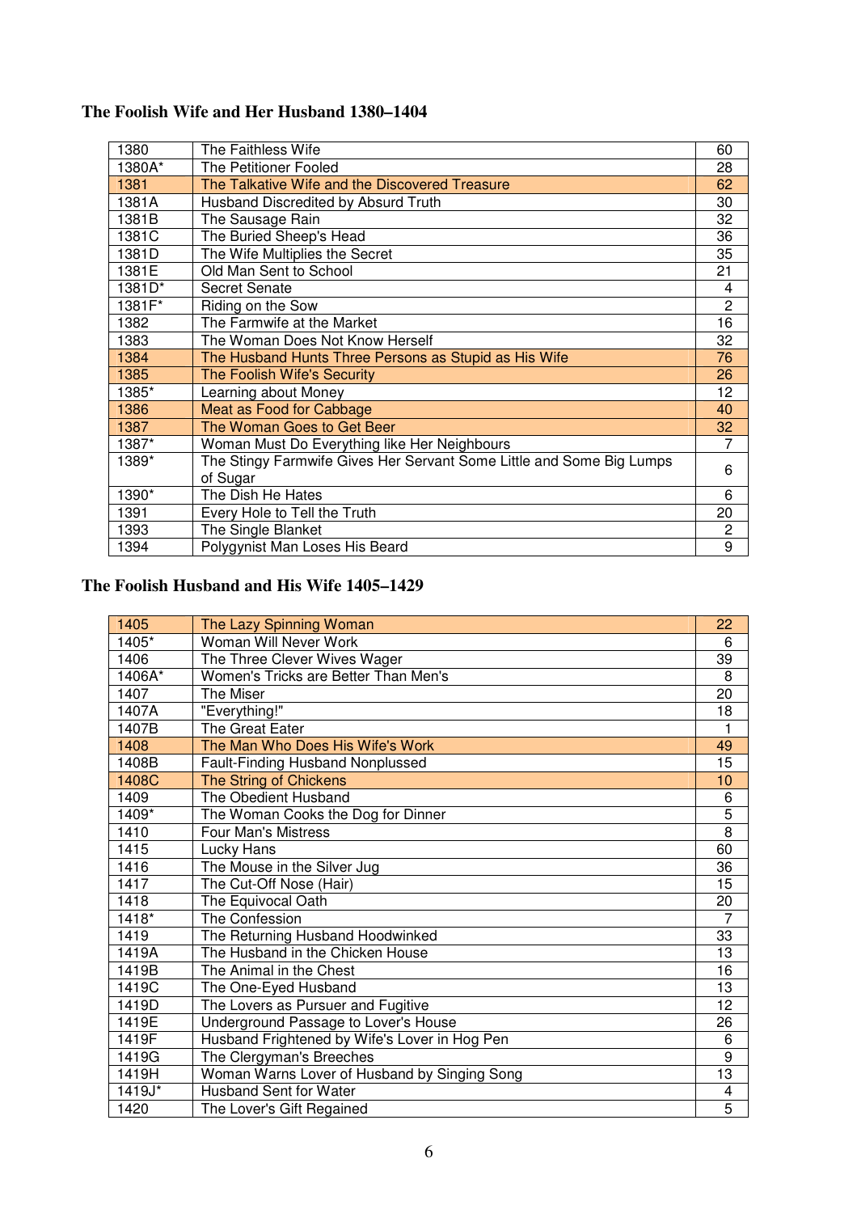### The Foolish Wife and Her Husband 1380–1404

| | | |
|---|---|---|
| 1380 | The Faithless Wife | 60 |
| 1380A* | The Petitioner Fooled | 28 |
| 1381 | The Talkative Wife and the Discovered Treasure | 62 |
| 1381A | Husband Discredited by Absurd Truth | 30 |
| 1381B | The Sausage Rain | 32 |
| 1381C | The Buried Sheep's Head | 36 |
| 1381D | The Wife Multiplies the Secret | 35 |
| 1381E | Old Man Sent to School | 21 |
| 1381D* | Secret Senate | 4 |
| 1381F* | Riding on the Sow | 2 |
| 1382 | The Farmwife at the Market | 16 |
| 1383 | The Woman Does Not Know Herself | 32 |
| 1384 | The Husband Hunts Three Persons as Stupid as His Wife | 76 |
| 1385 | The Foolish Wife's Security | 26 |
| 1385* | Learning about Money | 12 |
| 1386 | Meat as Food for Cabbage | 40 |
| 1387 | The Woman Goes to Get Beer | 32 |
| 1387* | Woman Must Do Everything like Her Neighbours | 7 |
| 1389* | The Stingy Farmwife Gives Her Servant Some Little and Some Big Lumps of Sugar | 6 |
| 1390* | The Dish He Hates | 6 |
| 1391 | Every Hole to Tell the Truth | 20 |
| 1393 | The Single Blanket | 2 |
| 1394 | Polygynist Man Loses His Beard | 9 |

### The Foolish Husband and His Wife 1405–1429

| | | |
|---|---|---|
| 1405 | The Lazy Spinning Woman | 22 |
| 1405* | Woman Will Never Work | 6 |
| 1406 | The Three Clever Wives Wager | 39 |
| 1406A* | Women's Tricks are Better Than Men's | 8 |
| 1407 | The Miser | 20 |
| 1407A | "Everything!" | 18 |
| 1407B | The Great Eater | 1 |
| 1408 | The Man Who Does His Wife's Work | 49 |
| 1408B | Fault-Finding Husband Nonplussed | 15 |
| 1408C | The String of Chickens | 10 |
| 1409 | The Obedient Husband | 6 |
| 1409* | The Woman Cooks the Dog for Dinner | 5 |
| 1410 | Four Man's Mistress | 8 |
| 1415 | Lucky Hans | 60 |
| 1416 | The Mouse in the Silver Jug | 36 |
| 1417 | The Cut-Off Nose (Hair) | 15 |
| 1418 | The Equivocal Oath | 20 |
| 1418* | The Confession | 7 |
| 1419 | The Returning Husband Hoodwinked | 33 |
| 1419A | The Husband in the Chicken House | 13 |
| 1419B | The Animal in the Chest | 16 |
| 1419C | The One-Eyed Husband | 13 |
| 1419D | The Lovers as Pursuer and Fugitive | 12 |
| 1419E | Underground Passage to Lover's House | 26 |
| 1419F | Husband Frightened by Wife's Lover in Hog Pen | 6 |
| 1419G | The Clergyman's Breeches | 9 |
| 1419H | Woman Warns Lover of Husband by Singing Song | 13 |
| 1419J* | Husband Sent for Water | 4 |
| 1420 | The Lover's Gift Regained | 5 |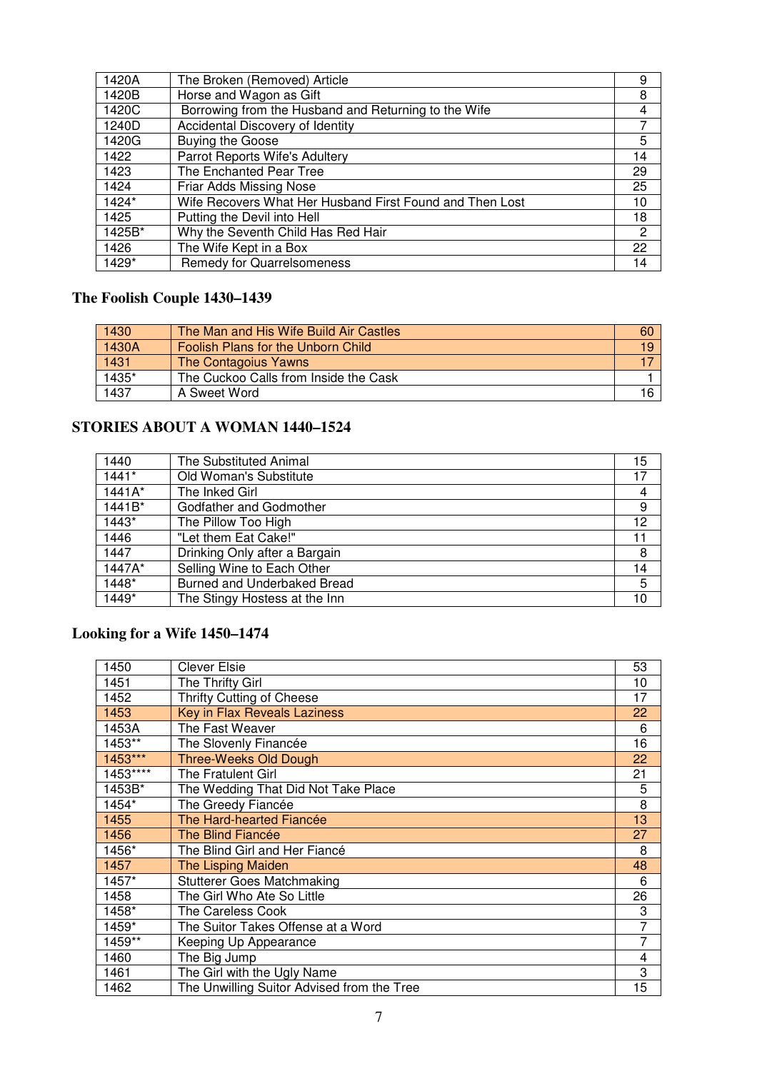| 1420A | The Broken (Removed) Article | 9 |
|---|---|---|
| 1420B | Horse and Wagon as Gift | 8 |
| 1420C | Borrowing from the Husband and Returning to the Wife | 4 |
| 1240D | Accidental Discovery of Identity | 7 |
| 1420G | Buying the Goose | 5 |
| 1422 | Parrot Reports Wife's Adultery | 14 |
| 1423 | The Enchanted Pear Tree | 29 |
| 1424 | Friar Adds Missing Nose | 25 |
| 1424* | Wife Recovers What Her Husband First Found and Then Lost | 10 |
| 1425 | Putting the Devil into Hell | 18 |
| 1425B* | Why the Seventh Child Has Red Hair | 2 |
| 1426 | The Wife Kept in a Box | 22 |
| 1429* | Remedy for Quarrelsomeness | 14 |

## The Foolish Couple 1430–1439

| 1430 | The Man and His Wife Build Air Castles | 60 |
|---|---|---|
| 1430A | Foolish Plans for the Unborn Child | 19 |
| 1431 | The Contagoius Yawns | 17 |
| 1435* | The Cuckoo Calls from Inside the Cask | 1 |
| 1437 | A Sweet Word | 16 |

## STORIES ABOUT A WOMAN 1440–1524

| 1440 | The Substituted Animal | 15 |
|---|---|---|
| 1441* | Old Woman's Substitute | 17 |
| 1441A* | The Inked Girl | 4 |
| 1441B* | Godfather and Godmother | 9 |
| 1443* | The Pillow Too High | 12 |
| 1446 | "Let them Eat Cake!" | 11 |
| 1447 | Drinking Only after a Bargain | 8 |
| 1447A* | Selling Wine to Each Other | 14 |
| 1448* | Burned and Underbaked Bread | 5 |
| 1449* | The Stingy Hostess at the Inn | 10 |

## Looking for a Wife 1450–1474

| 1450 | Clever Elsie | 53 |
|---|---|---|
| 1451 | The Thrifty Girl | 10 |
| 1452 | Thrifty Cutting of Cheese | 17 |
| 1453 | Key in Flax Reveals Laziness | 22 |
| 1453A | The Fast Weaver | 6 |
| 1453** | The Slovenly Financée | 16 |
| 1453*** | Three-Weeks Old Dough | 22 |
| 1453**** | The Fratulent Girl | 21 |
| 1453B* | The Wedding That Did Not Take Place | 5 |
| 1454* | The Greedy Fiancée | 8 |
| 1455 | The Hard-hearted Fiancée | 13 |
| 1456 | The Blind Fiancée | 27 |
| 1456* | The Blind Girl and Her Fiancé | 8 |
| 1457 | The Lisping Maiden | 48 |
| 1457* | Stutterer Goes Matchmaking | 6 |
| 1458 | The Girl Who Ate So Little | 26 |
| 1458* | The Careless Cook | 3 |
| 1459* | The Suitor Takes Offense at a Word | 7 |
| 1459** | Keeping Up Appearance | 7 |
| 1460 | The Big Jump | 4 |
| 1461 | The Girl with the Ugly Name | 3 |
| 1462 | The Unwilling Suitor Advised from the Tree | 15 |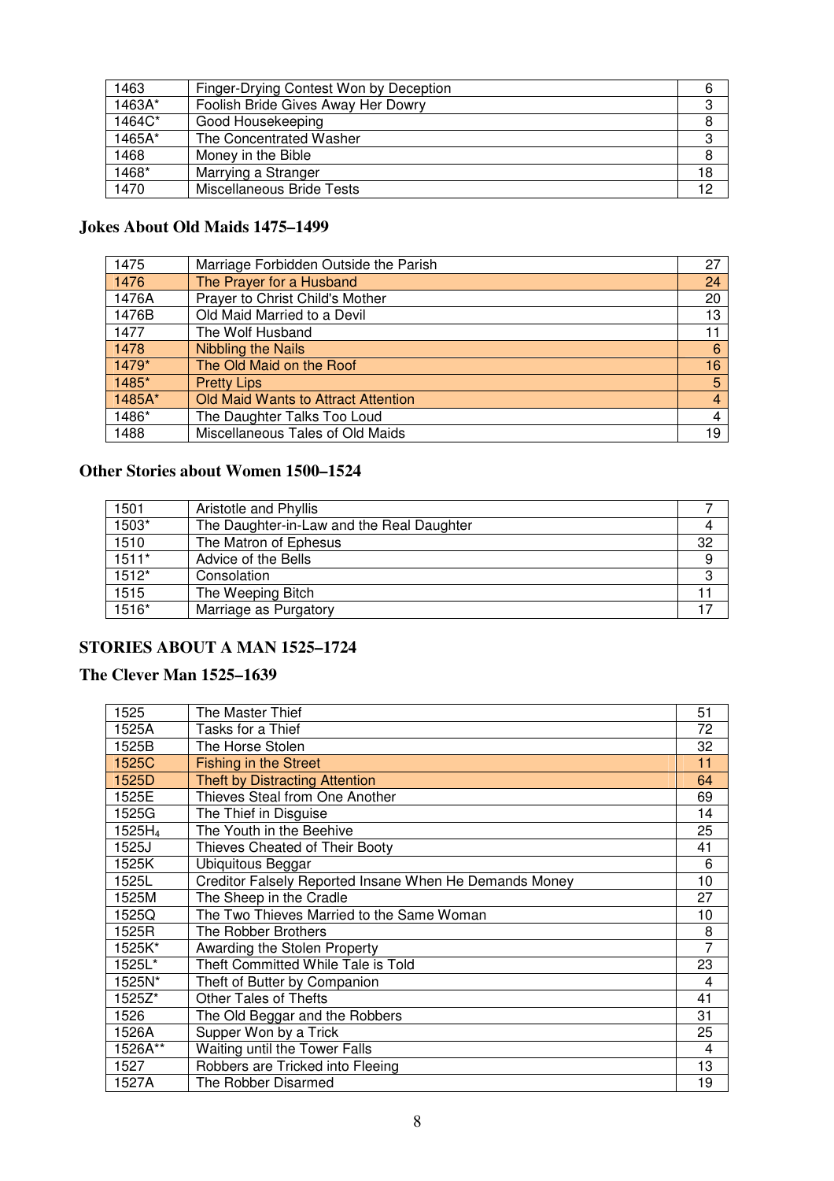| 1463 | Finger-Drying Contest Won by Deception | 6 |
|---|---|---|
| 1463A* | Foolish Bride Gives Away Her Dowry | 3 |
| 1464C* | Good Housekeeping | 8 |
| 1465A* | The Concentrated Washer | 3 |
| 1468 | Money in the Bible | 8 |
| 1468* | Marrying a Stranger | 18 |
| 1470 | Miscellaneous Bride Tests | 12 |

### Jokes About Old Maids 1475–1499

| 1475 | Marriage Forbidden Outside the Parish | 27 |
|---|---|---|
| 1476 | The Prayer for a Husband | 24 |
| 1476A | Prayer to Christ Child's Mother | 20 |
| 1476B | Old Maid Married to a Devil | 13 |
| 1477 | The Wolf Husband | 11 |
| 1478 | Nibbling the Nails | 6 |
| 1479* | The Old Maid on the Roof | 16 |
| 1485* | Pretty Lips | 5 |
| 1485A* | Old Maid Wants to Attract Attention | 4 |
| 1486* | The Daughter Talks Too Loud | 4 |
| 1488 | Miscellaneous Tales of Old Maids | 19 |

### Other Stories about Women 1500–1524

| 1501 | Aristotle and Phyllis | 7 |
|---|---|---|
| 1503* | The Daughter-in-Law and the Real Daughter | 4 |
| 1510 | The Matron of Ephesus | 32 |
| 1511* | Advice of the Bells | 9 |
| 1512* | Consolation | 3 |
| 1515 | The Weeping Bitch | 11 |
| 1516* | Marriage as Purgatory | 17 |

## STORIES ABOUT A MAN 1525–1724

### The Clever Man 1525–1639

| 1525 | The Master Thief | 51 |
|---|---|---|
| 1525A | Tasks for a Thief | 72 |
| 1525B | The Horse Stolen | 32 |
| 1525C | Fishing in the Street | 11 |
| 1525D | Theft by Distracting Attention | 64 |
| 1525E | Thieves Steal from One Another | 69 |
| 1525G | The Thief in Disguise | 14 |
| $1525H_4$ | The Youth in the Beehive | 25 |
| 1525J | Thieves Cheated of Their Booty | 41 |
| 1525K | Ubiquitous Beggar | 6 |
| 1525L | Creditor Falsely Reported Insane When He Demands Money | 10 |
| 1525M | The Sheep in the Cradle | 27 |
| 1525Q | The Two Thieves Married to the Same Woman | 10 |
| 1525R | The Robber Brothers | 8 |
| 1525K* | Awarding the Stolen Property | 7 |
| 1525L* | Theft Committed While Tale is Told | 23 |
| 1525N* | Theft of Butter by Companion | 4 |
| 1525Z* | Other Tales of Thefts | 41 |
| 1526 | The Old Beggar and the Robbers | 31 |
| 1526A | Supper Won by a Trick | 25 |
| 1526A** | Waiting until the Tower Falls | 4 |
| 1527 | Robbers are Tricked into Fleeing | 13 |
| 1527A | The Robber Disarmed | 19 |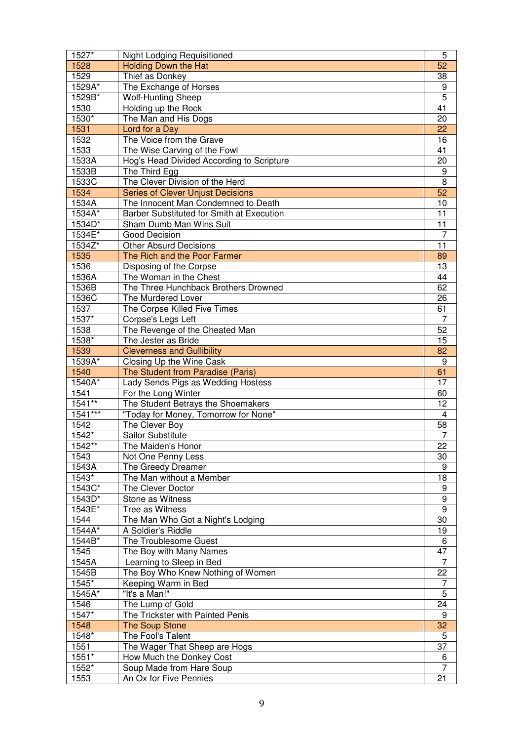| | | |
|---|---|---|
| 1527* | Night Lodging Requisitioned | 5 |
| 1528 | Holding Down the Hat | 52 |
| 1529 | Thief as Donkey | 38 |
| 1529A* | The Exchange of Horses | 9 |
| 1529B* | Wolf-Hunting Sheep | 5 |
| 1530 | Holding up the Rock | 41 |
| 1530* | The Man and His Dogs | 20 |
| 1531 | Lord for a Day | 22 |
| 1532 | The Voice from the Grave | 16 |
| 1533 | The Wise Carving of the Fowl | 41 |
| 1533A | Hog's Head Divided According to Scripture | 20 |
| 1533B | The Third Egg | 9 |
| 1533C | The Clever Division of the Herd | 8 |
| 1534 | Series of Clever Unjust Decisions | 52 |
| 1534A | The Innocent Man Condemned to Death | 10 |
| 1534A* | Barber Substituted for Smith at Execution | 11 |
| 1534D* | Sham Dumb Man Wins Suit | 11 |
| 1534E* | Good Decision | 7 |
| 1534Z* | Other Absurd Decisions | 11 |
| 1535 | The Rich and the Poor Farmer | 89 |
| 1536 | Disposing of the Corpse | 13 |
| 1536A | The Woman in the Chest | 44 |
| 1536B | The Three Hunchback Brothers Drowned | 62 |
| 1536C | The Murdered Lover | 26 |
| 1537 | The Corpse Killed Five Times | 61 |
| 1537* | Corpse's Legs Left | 7 |
| 1538 | The Revenge of the Cheated Man | 52 |
| 1538* | The Jester as Bride | 15 |
| 1539 | Cleverness and Gullibility | 82 |
| 1539A* | Closing Up the Wine Cask | 9 |
| 1540 | The Student from Paradise (Paris) | 61 |
| 1540A* | Lady Sends Pigs as Wedding Hostess | 17 |
| 1541 | For the Long Winter | 60 |
| 1541** | The Student Betrays the Shoemakers | 12 |
| 1541*** | "Today for Money, Tomorrow for None" | 4 |
| 1542 | The Clever Boy | 58 |
| 1542* | Sailor Substitute | 7 |
| 1542** | The Maiden's Honor | 22 |
| 1543 | Not One Penny Less | 30 |
| 1543A | The Greedy Dreamer | 9 |
| 1543* | The Man without a Member | 18 |
| 1543C* | The Clever Doctor | 9 |
| 1543D* | Stone as Witness | 9 |
| 1543E* | Tree as Witness | 9 |
| 1544 | The Man Who Got a Night's Lodging | 30 |
| 1544A* | A Soldier's Riddle | 19 |
| 1544B* | The Troublesome Guest | 6 |
| 1545 | The Boy with Many Names | 47 |
| 1545A | Learning to Sleep in Bed | 7 |
| 1545B | The Boy Who Knew Nothing of Women | 22 |
| 1545* | Keeping Warm in Bed | 7 |
| 1545A* | "It's a Man!" | 5 |
| 1546 | The Lump of Gold | 24 |
| 1547* | The Trickster with Painted Penis | 9 |
| 1548 | The Soup Stone | 32 |
| 1548* | The Fool's Talent | 5 |
| 1551 | The Wager That Sheep are Hogs | 37 |
| 1551* | How Much the Donkey Cost | 6 |
| 1552* | Soup Made from Hare Soup | 7 |
| 1553 | An Ox for Five Pennies | 21 |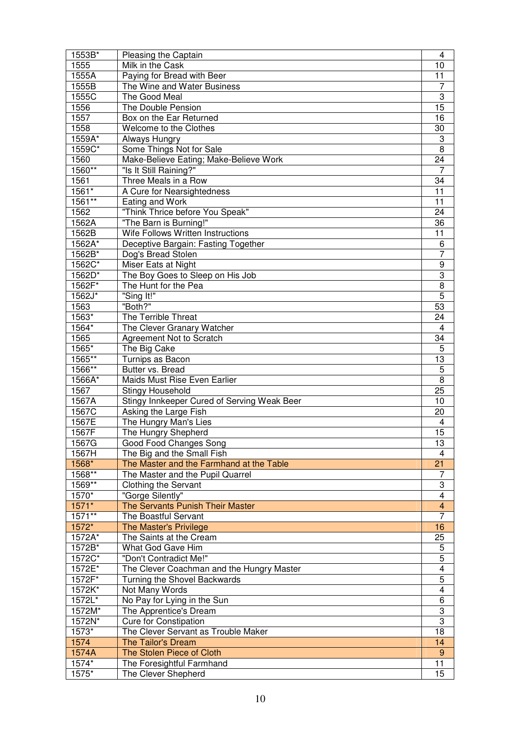| | | |
|---|---|---|
| 1553B* | Pleasing the Captain | 4 |
| 1555 | Milk in the Cask | 10 |
| 1555A | Paying for Bread with Beer | 11 |
| 1555B | The Wine and Water Business | 7 |
| 1555C | The Good Meal | 3 |
| 1556 | The Double Pension | 15 |
| 1557 | Box on the Ear Returned | 16 |
| 1558 | Welcome to the Clothes | 30 |
| 1559A* | Always Hungry | 3 |
| 1559C* | Some Things Not for Sale | 8 |
| 1560 | Make-Believe Eating; Make-Believe Work | 24 |
| 1560** | "Is It Still Raining?" | 7 |
| 1561 | Three Meals in a Row | 34 |
| 1561* | A Cure for Nearsightedness | 11 |
| 1561** | Eating and Work | 11 |
| 1562 | "Think Thrice before You Speak" | 24 |
| 1562A | "The Barn is Burning!" | 36 |
| 1562B | Wife Follows Written Instructions | 11 |
| 1562A* | Deceptive Bargain: Fasting Together | 6 |
| 1562B* | Dog's Bread Stolen | 7 |
| 1562C* | Miser Eats at Night | 9 |
| 1562D* | The Boy Goes to Sleep on His Job | 3 |
| 1562F* | The Hunt for the Pea | 8 |
| 1562J* | "Sing It!" | 5 |
| 1563 | "Both?" | 53 |
| 1563* | The Terrible Threat | 24 |
| 1564* | The Clever Granary Watcher | 4 |
| 1565 | Agreement Not to Scratch | 34 |
| 1565* | The Big Cake | 5 |
| 1565** | Turnips as Bacon | 13 |
| 1566** | Butter vs. Bread | 5 |
| 1566A* | Maids Must Rise Even Earlier | 8 |
| 1567 | Stingy Household | 25 |
| 1567A | Stingy Innkeeper Cured of Serving Weak Beer | 10 |
| 1567C | Asking the Large Fish | 20 |
| 1567E | The Hungry Man's Lies | 4 |
| 1567F | The Hungry Shepherd | 15 |
| 1567G | Good Food Changes Song | 13 |
| 1567H | The Big and the Small Fish | 4 |
| 1568* | The Master and the Farmhand at the Table | 21 |
| 1568** | The Master and the Pupil Quarrel | 7 |
| 1569** | Clothing the Servant | 3 |
| 1570* | "Gorge Silently" | 4 |
| 1571* | The Servants Punish Their Master | 4 |
| 1571** | The Boastful Servant | 7 |
| 1572* | The Master's Privilege | 16 |
| 1572A* | The Saints at the Cream | 25 |
| 1572B* | What God Gave Him | 5 |
| 1572C* | "Don't Contradict Me!" | 5 |
| 1572E* | The Clever Coachman and the Hungry Master | 4 |
| 1572F* | Turning the Shovel Backwards | 5 |
| 1572K* | Not Many Words | 4 |
| 1572L* | No Pay for Lying in the Sun | 6 |
| 1572M* | The Apprentice's Dream | 3 |
| 1572N* | Cure for Constipation | 3 |
| 1573* | The Clever Servant as Trouble Maker | 18 |
| 1574 | The Tailor's Dream | 14 |
| 1574A | The Stolen Piece of Cloth | 9 |
| 1574* | The Foresightful Farmhand | 11 |
| 1575* | The Clever Shepherd | 15 |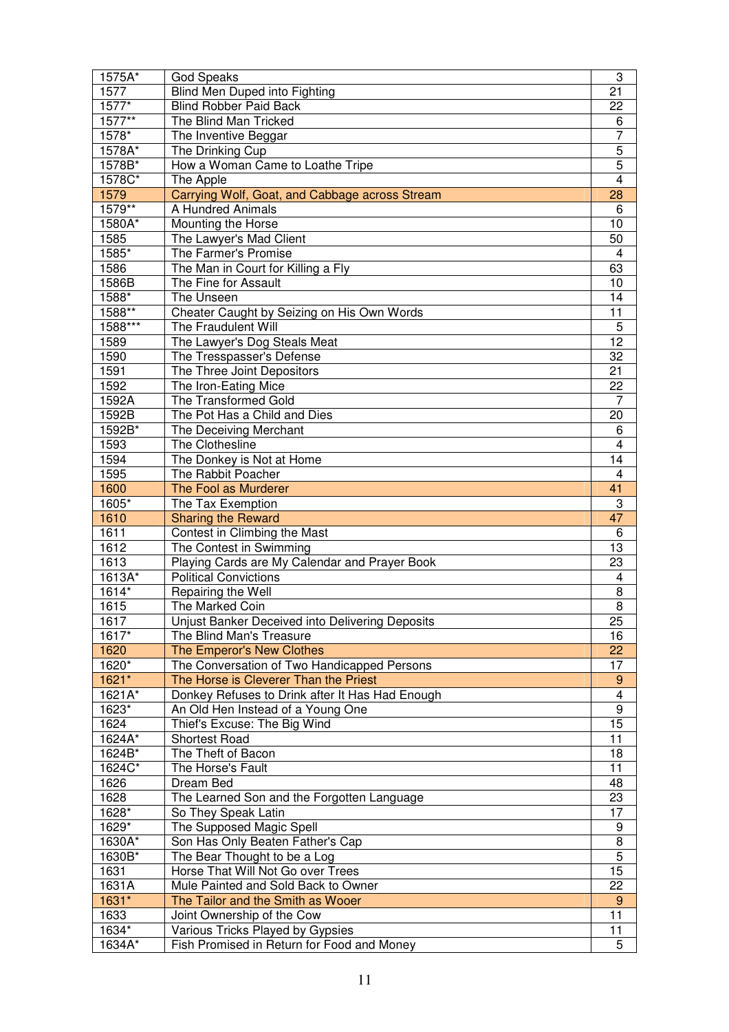| | | |
|---|---|---|
| 1575A* | God Speaks | 3 |
| 1577 | Blind Men Duped into Fighting | 21 |
| 1577* | Blind Robber Paid Back | 22 |
| 1577** | The Blind Man Tricked | 6 |
| 1578* | The Inventive Beggar | 7 |
| 1578A* | The Drinking Cup | 5 |
| 1578B* | How a Woman Came to Loathe Tripe | 5 |
| 1578C* | The Apple | 4 |
| 1579 | Carrying Wolf, Goat, and Cabbage across Stream | 28 |
| 1579** | A Hundred Animals | 6 |
| 1580A* | Mounting the Horse | 10 |
| 1585 | The Lawyer's Mad Client | 50 |
| 1585* | The Farmer's Promise | 4 |
| 1586 | The Man in Court for Killing a Fly | 63 |
| 1586B | The Fine for Assault | 10 |
| 1588* | The Unseen | 14 |
| 1588** | Cheater Caught by Seizing on His Own Words | 11 |
| 1588*** | The Fraudulent Will | 5 |
| 1589 | The Lawyer's Dog Steals Meat | 12 |
| 1590 | The Tresspasser's Defense | 32 |
| 1591 | The Three Joint Depositors | 21 |
| 1592 | The Iron-Eating Mice | 22 |
| 1592A | The Transformed Gold | 7 |
| 1592B | The Pot Has a Child and Dies | 20 |
| 1592B* | The Deceiving Merchant | 6 |
| 1593 | The Clothesline | 4 |
| 1594 | The Donkey is Not at Home | 14 |
| 1595 | The Rabbit Poacher | 4 |
| 1600 | The Fool as Murderer | 41 |
| 1605* | The Tax Exemption | 3 |
| 1610 | Sharing the Reward | 47 |
| 1611 | Contest in Climbing the Mast | 6 |
| 1612 | The Contest in Swimming | 13 |
| 1613 | Playing Cards are My Calendar and Prayer Book | 23 |
| 1613A* | Political Convictions | 4 |
| 1614* | Repairing the Well | 8 |
| 1615 | The Marked Coin | 8 |
| 1617 | Unjust Banker Deceived into Delivering Deposits | 25 |
| 1617* | The Blind Man's Treasure | 16 |
| 1620 | The Emperor's New Clothes | 22 |
| 1620* | The Conversation of Two Handicapped Persons | 17 |
| 1621* | The Horse is Cleverer Than the Priest | 9 |
| 1621A* | Donkey Refuses to Drink after It Has Had Enough | 4 |
| 1623* | An Old Hen Instead of a Young One | 9 |
| 1624 | Thief's Excuse: The Big Wind | 15 |
| 1624A* | Shortest Road | 11 |
| 1624B* | The Theft of Bacon | 18 |
| 1624C* | The Horse's Fault | 11 |
| 1626 | Dream Bed | 48 |
| 1628 | The Learned Son and the Forgotten Language | 23 |
| 1628* | So They Speak Latin | 17 |
| 1629* | The Supposed Magic Spell | 9 |
| 1630A* | Son Has Only Beaten Father's Cap | 8 |
| 1630B* | The Bear Thought to be a Log | 5 |
| 1631 | Horse That Will Not Go over Trees | 15 |
| 1631A | Mule Painted and Sold Back to Owner | 22 |
| 1631* | The Tailor and the Smith as Wooer | 9 |
| 1633 | Joint Ownership of the Cow | 11 |
| 1634* | Various Tricks Played by Gypsies | 11 |
| 1634A* | Fish Promised in Return for Food and Money | 5 |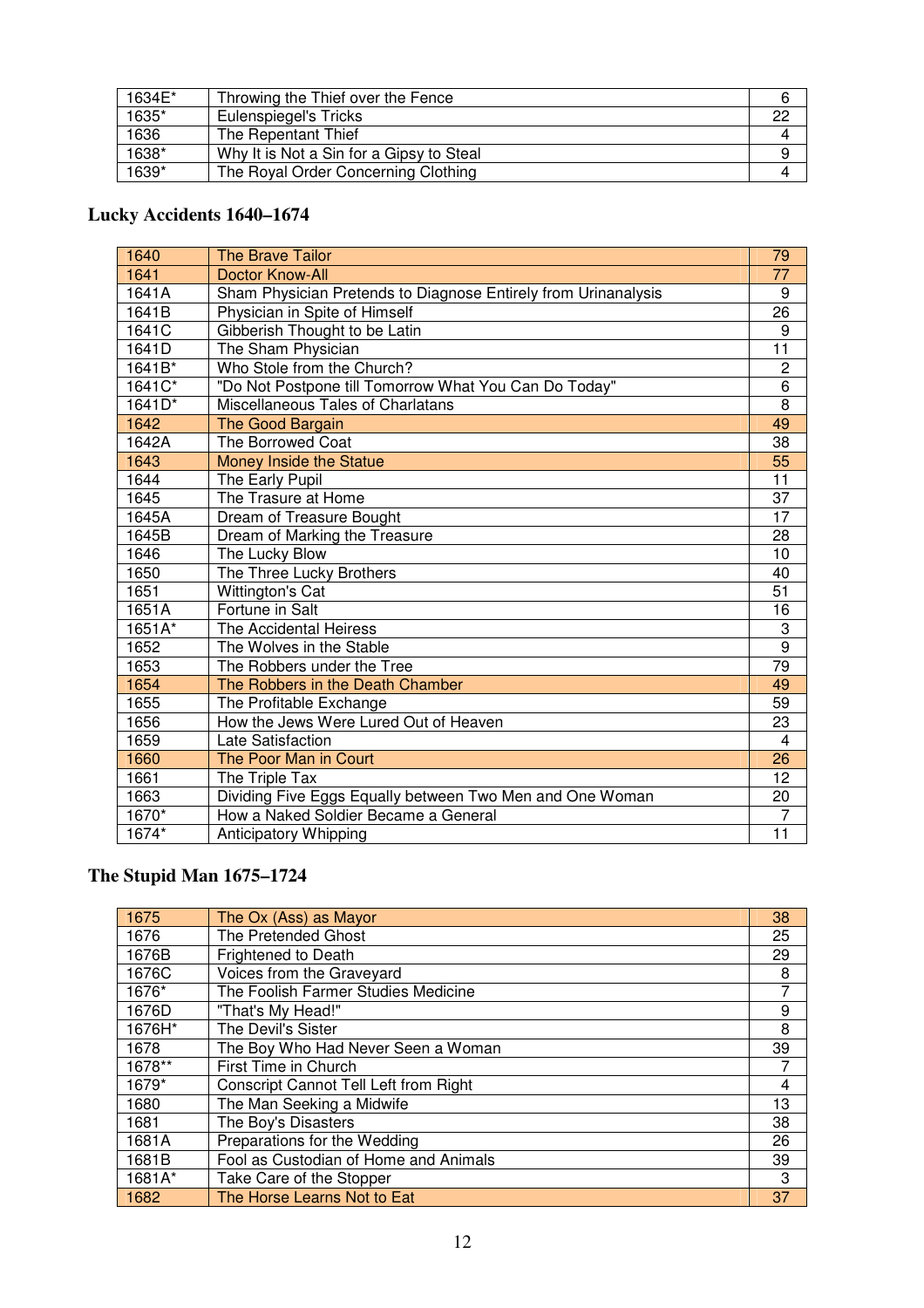| | | |
|---|---|---|
| 1634E* | Throwing the Thief over the Fence | 6 |
| 1635* | Eulenspiegel's Tricks | 22 |
| 1636 | The Repentant Thief | 4 |
| 1638* | Why It is Not a Sin for a Gipsy to Steal | 9 |
| 1639* | The Royal Order Concerning Clothing | 4 |

## Lucky Accidents 1640–1674

| | | |
|---|---|---|
| 1640 | The Brave Tailor | 79 |
| 1641 | Doctor Know-All | 77 |
| 1641A | Sham Physician Pretends to Diagnose Entirely from Urinanalysis | 9 |
| 1641B | Physician in Spite of Himself | 26 |
| 1641C | Gibberish Thought to be Latin | 9 |
| 1641D | The Sham Physician | 11 |
| 1641B* | Who Stole from the Church? | 2 |
| 1641C* | "Do Not Postpone till Tomorrow What You Can Do Today" | 6 |
| 1641D* | Miscellaneous Tales of Charlatans | 8 |
| 1642 | The Good Bargain | 49 |
| 1642A | The Borrowed Coat | 38 |
| 1643 | Money Inside the Statue | 55 |
| 1644 | The Early Pupil | 11 |
| 1645 | The Trasure at Home | 37 |
| 1645A | Dream of Treasure Bought | 17 |
| 1645B | Dream of Marking the Treasure | 28 |
| 1646 | The Lucky Blow | 10 |
| 1650 | The Three Lucky Brothers | 40 |
| 1651 | Wittington's Cat | 51 |
| 1651A | Fortune in Salt | 16 |
| 1651A* | The Accidental Heiress | 3 |
| 1652 | The Wolves in the Stable | 9 |
| 1653 | The Robbers under the Tree | 79 |
| 1654 | The Robbers in the Death Chamber | 49 |
| 1655 | The Profitable Exchange | 59 |
| 1656 | How the Jews Were Lured Out of Heaven | 23 |
| 1659 | Late Satisfaction | 4 |
| 1660 | The Poor Man in Court | 26 |
| 1661 | The Triple Tax | 12 |
| 1663 | Dividing Five Eggs Equally between Two Men and One Woman | 20 |
| 1670* | How a Naked Soldier Became a General | 7 |
| 1674* | Anticipatory Whipping | 11 |

## The Stupid Man 1675–1724

| | | |
|---|---|---|
| 1675 | The Ox (Ass) as Mayor | 38 |
| 1676 | The Pretended Ghost | 25 |
| 1676B | Frightened to Death | 29 |
| 1676C | Voices from the Graveyard | 8 |
| 1676* | The Foolish Farmer Studies Medicine | 7 |
| 1676D | "That's My Head!" | 9 |
| 1676H* | The Devil's Sister | 8 |
| 1678 | The Boy Who Had Never Seen a Woman | 39 |
| 1678** | First Time in Church | 7 |
| 1679* | Conscript Cannot Tell Left from Right | 4 |
| 1680 | The Man Seeking a Midwife | 13 |
| 1681 | The Boy's Disasters | 38 |
| 1681A | Preparations for the Wedding | 26 |
| 1681B | Fool as Custodian of Home and Animals | 39 |
| 1681A* | Take Care of the Stopper | 3 |
| 1682 | The Horse Learns Not to Eat | 37 |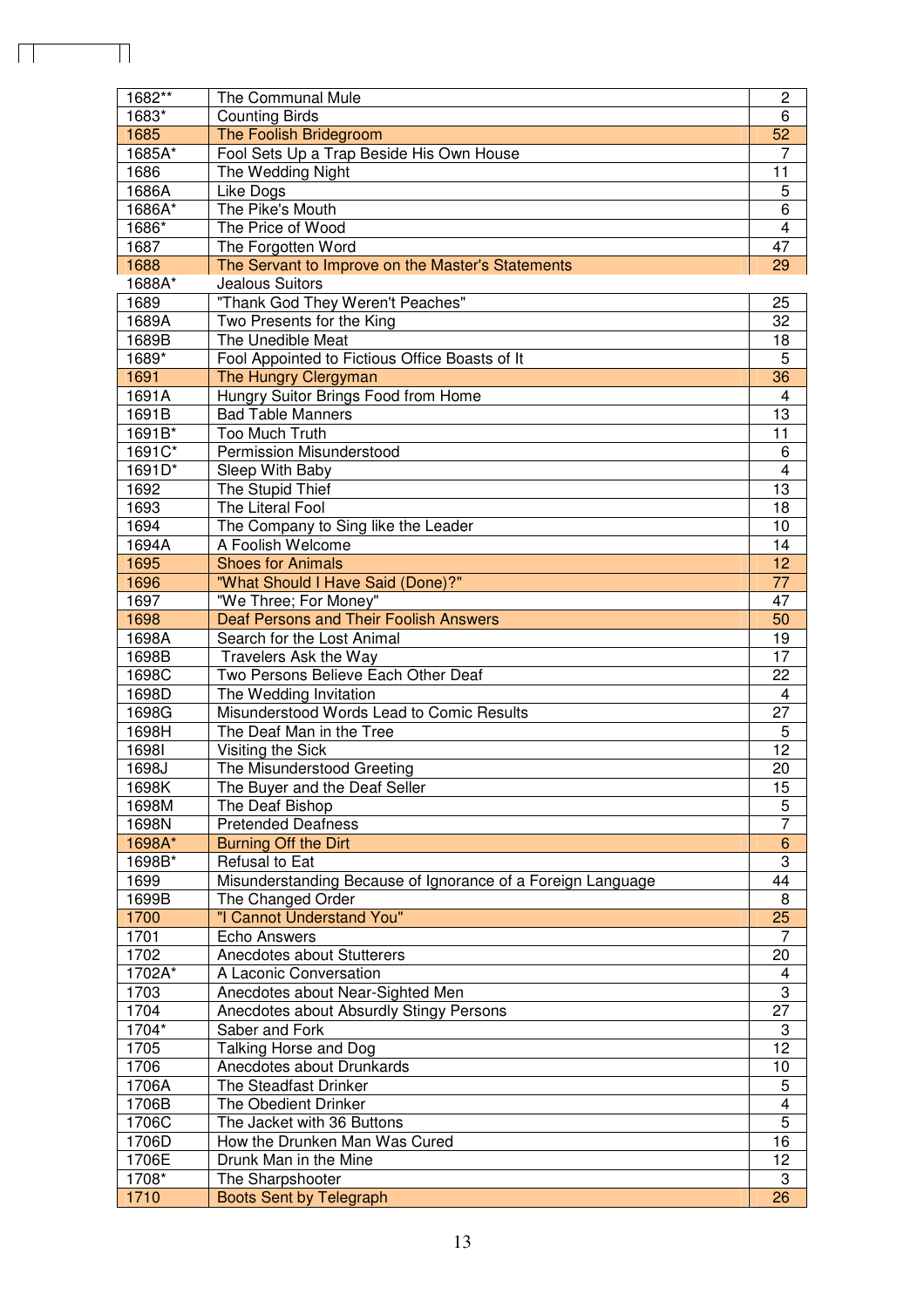| 1682** | The Communal Mule | 2 |
|---|---|---|
| 1683* | Counting Birds | 6 |
| 1685 | The Foolish Bridegroom | 52 |
| 1685A* | Fool Sets Up a Trap Beside His Own House | 7 |
| 1686 | The Wedding Night | 11 |
| 1686A | Like Dogs | 5 |
| 1686A* | The Pike's Mouth | 6 |
| 1686* | The Price of Wood | 4 |
| 1687 | The Forgotten Word | 47 |
| 1688 | The Servant to Improve on the Master's Statements | 29 |
| 1688A* | Jealous Suitors | |
| 1689 | "Thank God They Weren't Peaches" | 25 |
| 1689A | Two Presents for the King | 32 |
| 1689B | The Unedible Meat | 18 |
| 1689* | Fool Appointed to Fictious Office Boasts of It | 5 |
| 1691 | The Hungry Clergyman | 36 |
| 1691A | Hungry Suitor Brings Food from Home | 4 |
| 1691B | Bad Table Manners | 13 |
| 1691B* | Too Much Truth | 11 |
| 1691C* | Permission Misunderstood | 6 |
| 1691D* | Sleep With Baby | 4 |
| 1692 | The Stupid Thief | 13 |
| 1693 | The Literal Fool | 18 |
| 1694 | The Company to Sing like the Leader | 10 |
| 1694A | A Foolish Welcome | 14 |
| 1695 | Shoes for Animals | 12 |
| 1696 | "What Should I Have Said (Done)?" | 77 |
| 1697 | "We Three; For Money" | 47 |
| 1698 | Deaf Persons and Their Foolish Answers | 50 |
| 1698A | Search for the Lost Animal | 19 |
| 1698B | Travelers Ask the Way | 17 |
| 1698C | Two Persons Believe Each Other Deaf | 22 |
| 1698D | The Wedding Invitation | 4 |
| 1698G | Misunderstood Words Lead to Comic Results | 27 |
| 1698H | The Deaf Man in the Tree | 5 |
| 1698I | Visiting the Sick | 12 |
| 1698J | The Misunderstood Greeting | 20 |
| 1698K | The Buyer and the Deaf Seller | 15 |
| 1698M | The Deaf Bishop | 5 |
| 1698N | Pretended Deafness | 7 |
| 1698A* | Burning Off the Dirt | 6 |
| 1698B* | Refusal to Eat | 3 |
| 1699 | Misunderstanding Because of Ignorance of a Foreign Language | 44 |
| 1699B | The Changed Order | 8 |
| 1700 | "I Cannot Understand You" | 25 |
| 1701 | Echo Answers | 7 |
| 1702 | Anecdotes about Stutterers | 20 |
| 1702A* | A Laconic Conversation | 4 |
| 1703 | Anecdotes about Near-Sighted Men | 3 |
| 1704 | Anecdotes about Absurdly Stingy Persons | 27 |
| 1704* | Saber and Fork | 3 |
| 1705 | Talking Horse and Dog | 12 |
| 1706 | Anecdotes about Drunkards | 10 |
| 1706A | The Steadfast Drinker | 5 |
| 1706B | The Obedient Drinker | 4 |
| 1706C | The Jacket with 36 Buttons | 5 |
| 1706D | How the Drunken Man Was Cured | 16 |
| 1706E | Drunk Man in the Mine | 12 |
| 1708* | The Sharpshooter | 3 |
| 1710 | Boots Sent by Telegraph | 26 |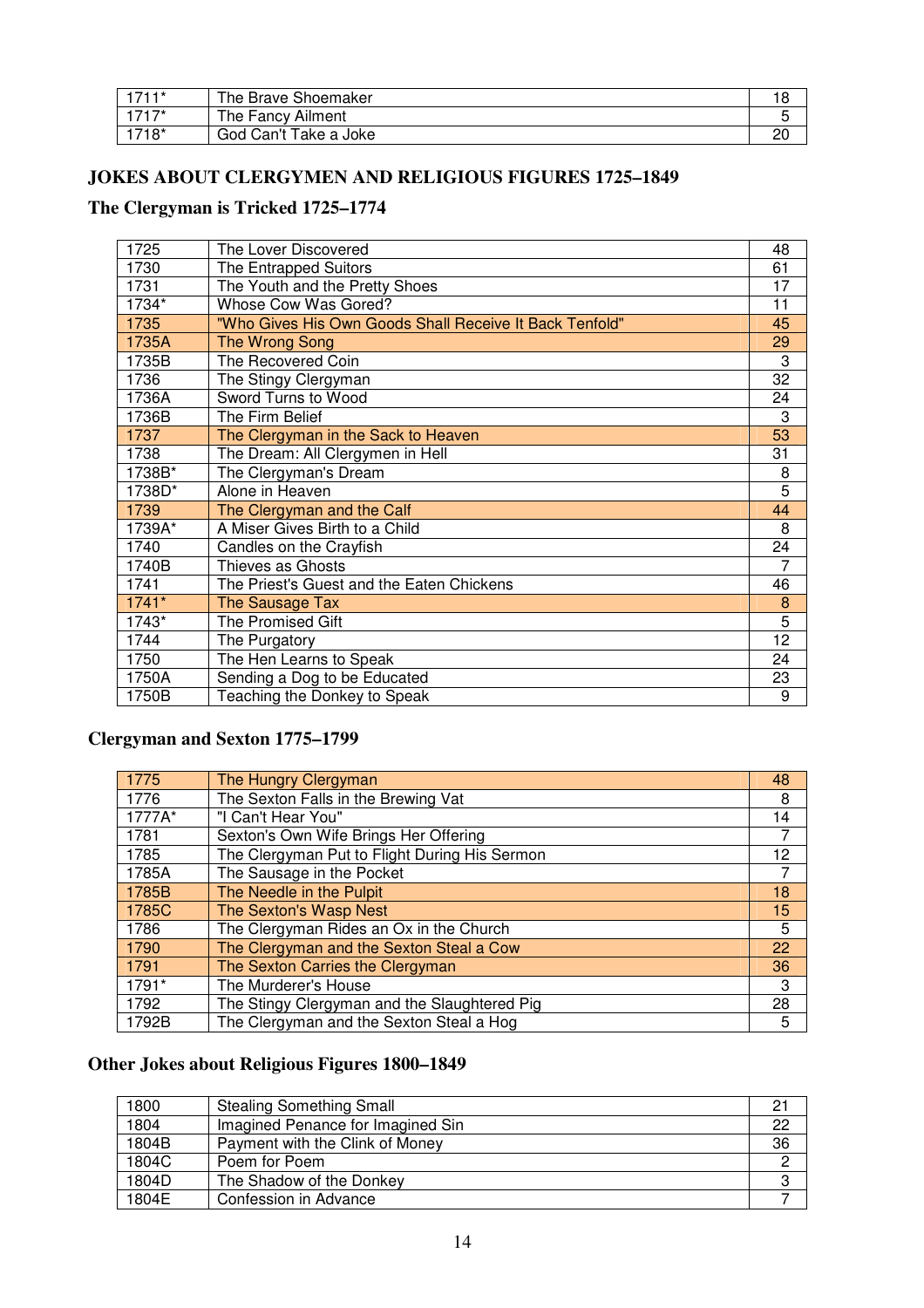| | | |
|---|---|---|
| 1711* | The Brave Shoemaker | 18 |
| 1717* | The Fancy Ailment | 5 |
| 1718* | God Can't Take a Joke | 20 |

## JOKES ABOUT CLERGYMEN AND RELIGIOUS FIGURES 1725–1849

### The Clergyman is Tricked 1725–1774

| | | |
|---|---|---|
| 1725 | The Lover Discovered | 48 |
| 1730 | The Entrapped Suitors | 61 |
| 1731 | The Youth and the Pretty Shoes | 17 |
| 1734* | Whose Cow Was Gored? | 11 |
| 1735 | "Who Gives His Own Goods Shall Receive It Back Tenfold" | 45 |
| 1735A | The Wrong Song | 29 |
| 1735B | The Recovered Coin | 3 |
| 1736 | The Stingy Clergyman | 32 |
| 1736A | Sword Turns to Wood | 24 |
| 1736B | The Firm Belief | 3 |
| 1737 | The Clergyman in the Sack to Heaven | 53 |
| 1738 | The Dream: All Clergymen in Hell | 31 |
| 1738B* | The Clergyman's Dream | 8 |
| 1738D* | Alone in Heaven | 5 |
| 1739 | The Clergyman and the Calf | 44 |
| 1739A* | A Miser Gives Birth to a Child | 8 |
| 1740 | Candles on the Crayfish | 24 |
| 1740B | Thieves as Ghosts | 7 |
| 1741 | The Priest's Guest and the Eaten Chickens | 46 |
| 1741* | The Sausage Tax | 8 |
| 1743* | The Promised Gift | 5 |
| 1744 | The Purgatory | 12 |
| 1750 | The Hen Learns to Speak | 24 |
| 1750A | Sending a Dog to be Educated | 23 |
| 1750B | Teaching the Donkey to Speak | 9 |

### Clergyman and Sexton 1775–1799

| | | |
|---|---|---|
| 1775 | The Hungry Clergyman | 48 |
| 1776 | The Sexton Falls in the Brewing Vat | 8 |
| 1777A* | "I Can't Hear You" | 14 |
| 1781 | Sexton's Own Wife Brings Her Offering | 7 |
| 1785 | The Clergyman Put to Flight During His Sermon | 12 |
| 1785A | The Sausage in the Pocket | 7 |
| 1785B | The Needle in the Pulpit | 18 |
| 1785C | The Sexton's Wasp Nest | 15 |
| 1786 | The Clergyman Rides an Ox in the Church | 5 |
| 1790 | The Clergyman and the Sexton Steal a Cow | 22 |
| 1791 | The Sexton Carries the Clergyman | 36 |
| 1791* | The Murderer's House | 3 |
| 1792 | The Stingy Clergyman and the Slaughtered Pig | 28 |
| 1792B | The Clergyman and the Sexton Steal a Hog | 5 |

### Other Jokes about Religious Figures 1800–1849

| | | |
|---|---|---|
| 1800 | Stealing Something Small | 21 |
| 1804 | Imagined Penance for Imagined Sin | 22 |
| 1804B | Payment with the Clink of Money | 36 |
| 1804C | Poem for Poem | 2 |
| 1804D | The Shadow of the Donkey | 3 |
| 1804E | Confession in Advance | 7 |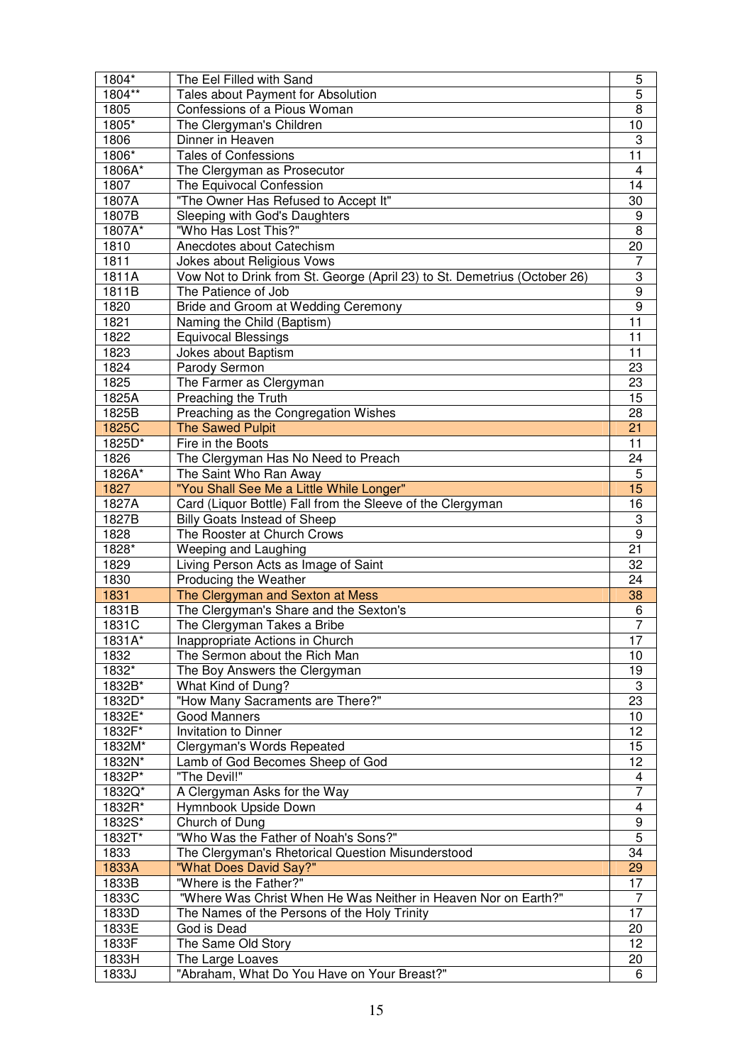| | | |
|---|---|---|
| 1804* | The Eel Filled with Sand | 5 |
| 1804** | Tales about Payment for Absolution | 5 |
| 1805 | Confessions of a Pious Woman | 8 |
| 1805* | The Clergyman's Children | 10 |
| 1806 | Dinner in Heaven | 3 |
| 1806* | Tales of Confessions | 11 |
| 1806A* | The Clergyman as Prosecutor | 4 |
| 1807 | The Equivocal Confession | 14 |
| 1807A | "The Owner Has Refused to Accept It" | 30 |
| 1807B | Sleeping with God's Daughters | 9 |
| 1807A* | "Who Has Lost This?" | 8 |
| 1810 | Anecdotes about Catechism | 20 |
| 1811 | Jokes about Religious Vows | 7 |
| 1811A | Vow Not to Drink from St. George (April 23) to St. Demetrius (October 26) | 3 |
| 1811B | The Patience of Job | 9 |
| 1820 | Bride and Groom at Wedding Ceremony | 9 |
| 1821 | Naming the Child (Baptism) | 11 |
| 1822 | Equivocal Blessings | 11 |
| 1823 | Jokes about Baptism | 11 |
| 1824 | Parody Sermon | 23 |
| 1825 | The Farmer as Clergyman | 23 |
| 1825A | Preaching the Truth | 15 |
| 1825B | Preaching as the Congregation Wishes | 28 |
| 1825C | The Sawed Pulpit | 21 |
| 1825D* | Fire in the Boots | 11 |
| 1826 | The Clergyman Has No Need to Preach | 24 |
| 1826A* | The Saint Who Ran Away | 5 |
| 1827 | "You Shall See Me a Little While Longer" | 15 |
| 1827A | Card (Liquor Bottle) Fall from the Sleeve of the Clergyman | 16 |
| 1827B | Billy Goats Instead of Sheep | 3 |
| 1828 | The Rooster at Church Crows | 9 |
| 1828* | Weeping and Laughing | 21 |
| 1829 | Living Person Acts as Image of Saint | 32 |
| 1830 | Producing the Weather | 24 |
| 1831 | The Clergyman and Sexton at Mess | 38 |
| 1831B | The Clergyman's Share and the Sexton's | 6 |
| 1831C | The Clergyman Takes a Bribe | 7 |
| 1831A* | Inappropriate Actions in Church | 17 |
| 1832 | The Sermon about the Rich Man | 10 |
| 1832* | The Boy Answers the Clergyman | 19 |
| 1832B* | What Kind of Dung? | 3 |
| 1832D* | "How Many Sacraments are There?" | 23 |
| 1832E* | Good Manners | 10 |
| 1832F* | Invitation to Dinner | 12 |
| 1832M* | Clergyman's Words Repeated | 15 |
| 1832N* | Lamb of God Becomes Sheep of God | 12 |
| 1832P* | "The Devil!" | 4 |
| 1832Q* | A Clergyman Asks for the Way | 7 |
| 1832R* | Hymnbook Upside Down | 4 |
| 1832S* | Church of Dung | 9 |
| 1832T* | "Who Was the Father of Noah's Sons?" | 5 |
| 1833 | The Clergyman's Rhetorical Question Misunderstood | 34 |
| 1833A | "What Does David Say?" | 29 |
| 1833B | "Where is the Father?" | 17 |
| 1833C | "Where Was Christ When He Was Neither in Heaven Nor on Earth?" | 7 |
| 1833D | The Names of the Persons of the Holy Trinity | 17 |
| 1833E | God is Dead | 20 |
| 1833F | The Same Old Story | 12 |
| 1833H | The Large Loaves | 20 |
| 1833J | "Abraham, What Do You Have on Your Breast?" | 6 |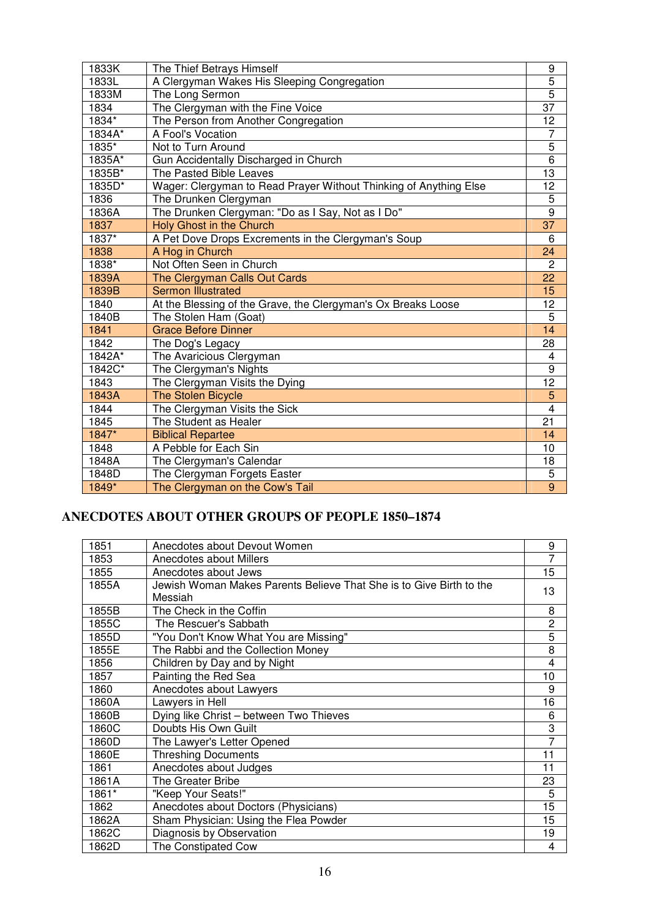| | | |
|---|---|---|
| 1833K | The Thief Betrays Himself | 9 |
| 1833L | A Clergyman Wakes His Sleeping Congregation | 5 |
| 1833M | The Long Sermon | 5 |
| 1834 | The Clergyman with the Fine Voice | 37 |
| 1834* | The Person from Another Congregation | 12 |
| 1834A* | A Fool's Vocation | 7 |
| 1835* | Not to Turn Around | 5 |
| 1835A* | Gun Accidentally Discharged in Church | 6 |
| 1835B* | The Pasted Bible Leaves | 13 |
| 1835D* | Wager: Clergyman to Read Prayer Without Thinking of Anything Else | 12 |
| 1836 | The Drunken Clergyman | 5 |
| 1836A | The Drunken Clergyman: "Do as I Say, Not as I Do" | 9 |
| 1837 | Holy Ghost in the Church | 37 |
| 1837* | A Pet Dove Drops Excrements in the Clergyman's Soup | 6 |
| 1838 | A Hog in Church | 24 |
| 1838* | Not Often Seen in Church | 2 |
| 1839A | The Clergyman Calls Out Cards | 22 |
| 1839B | Sermon Illustrated | 15 |
| 1840 | At the Blessing of the Grave, the Clergyman's Ox Breaks Loose | 12 |
| 1840B | The Stolen Ham (Goat) | 5 |
| 1841 | Grace Before Dinner | 14 |
| 1842 | The Dog's Legacy | 28 |
| 1842A* | The Avaricious Clergyman | 4 |
| 1842C* | The Clergyman's Nights | 9 |
| 1843 | The Clergyman Visits the Dying | 12 |
| 1843A | The Stolen Bicycle | 5 |
| 1844 | The Clergyman Visits the Sick | 4 |
| 1845 | The Student as Healer | 21 |
| 1847* | Biblical Repartee | 14 |
| 1848 | A Pebble for Each Sin | 10 |
| 1848A | The Clergyman's Calendar | 18 |
| 1848D | The Clergyman Forgets Easter | 5 |
| 1849* | The Clergyman on the Cow's Tail | 9 |

## ANECDOTES ABOUT OTHER GROUPS OF PEOPLE 1850–1874

| | | |
|---|---|---|
| 1851 | Anecdotes about Devout Women | 9 |
| 1853 | Anecdotes about Millers | 7 |
| 1855 | Anecdotes about Jews | 15 |
| 1855A | Jewish Woman Makes Parents Believe That She is to Give Birth to the Messiah | 13 |
| 1855B | The Check in the Coffin | 8 |
| 1855C | The Rescuer's Sabbath | 2 |
| 1855D | "You Don't Know What You are Missing" | 5 |
| 1855E | The Rabbi and the Collection Money | 8 |
| 1856 | Children by Day and by Night | 4 |
| 1857 | Painting the Red Sea | 10 |
| 1860 | Anecdotes about Lawyers | 9 |
| 1860A | Lawyers in Hell | 16 |
| 1860B | Dying like Christ – between Two Thieves | 6 |
| 1860C | Doubts His Own Guilt | 3 |
| 1860D | The Lawyer's Letter Opened | 7 |
| 1860E | Threshing Documents | 11 |
| 1861 | Anecdotes about Judges | 11 |
| 1861A | The Greater Bribe | 23 |
| 1861* | "Keep Your Seats!" | 5 |
| 1862 | Anecdotes about Doctors (Physicians) | 15 |
| 1862A | Sham Physician: Using the Flea Powder | 15 |
| 1862C | Diagnosis by Observation | 19 |
| 1862D | The Constipated Cow | 4 |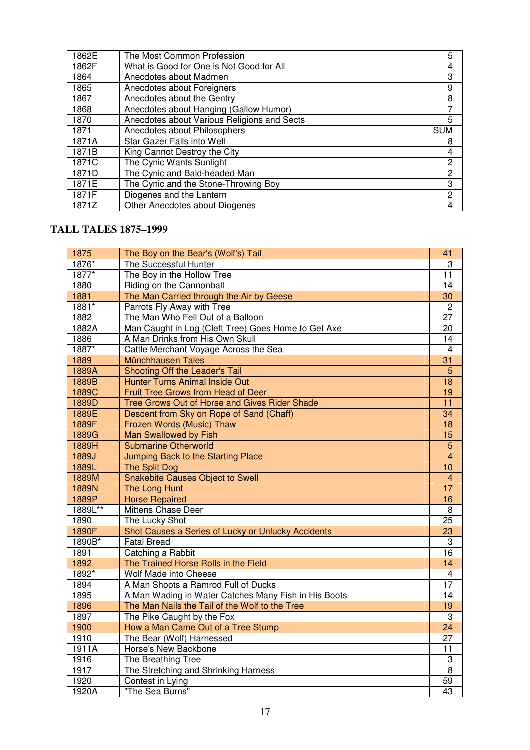| | | |
|---|---|---|
| 1862E | The Most Common Profession | 5 |
| 1862F | What is Good for One is Not Good for All | 4 |
| 1864 | Anecdotes about Madmen | 3 |
| 1865 | Anecdotes about Foreigners | 9 |
| 1867 | Anecdotes about the Gentry | 8 |
| 1868 | Anecdotes about Hanging (Gallow Humor) | 7 |
| 1870 | Anecdotes about Various Religions and Sects | 5 |
| 1871 | Anecdotes about Philosophers | SUM |
| 1871A | Star Gazer Falls into Well | 8 |
| 1871B | King Cannot Destroy the City | 4 |
| 1871C | The Cynic Wants Sunlight | 2 |
| 1871D | The Cynic and Bald-headed Man | 2 |
| 1871E | The Cynic and the Stone-Throwing Boy | 3 |
| 1871F | Diogenes and the Lantern | 2 |
| 1871Z | Other Anecdotes about Diogenes | 4 |

## TALL TALES 1875–1999

| | | |
|---|---|---|
| 1875 | The Boy on the Bear's (Wolf's) Tail | 41 |
| 1876* | The Successful Hunter | 3 |
| 1877* | The Boy in the Hollow Tree | 11 |
| 1880 | Riding on the Cannonball | 14 |
| 1881 | The Man Carried through the Air by Geese | 30 |
| 1881* | Parrots Fly Away with Tree | 2 |
| 1882 | The Man Who Fell Out of a Balloon | 27 |
| 1882A | Man Caught in Log (Cleft Tree) Goes Home to Get Axe | 20 |
| 1886 | A Man Drinks from His Own Skull | 14 |
| 1887* | Cattle Merchant Voyage Across the Sea | 4 |
| 1889 | Münchhausen Tales | 31 |
| 1889A | Shooting Off the Leader's Tail | 5 |
| 1889B | Hunter Turns Animal Inside Out | 18 |
| 1889C | Fruit Tree Grows from Head of Deer | 19 |
| 1889D | Tree Grows Out of Horse and Gives Rider Shade | 11 |
| 1889E | Descent from Sky on Rope of Sand (Chaff) | 34 |
| 1889F | Frozen Words (Music) Thaw | 18 |
| 1889G | Man Swallowed by Fish | 15 |
| 1889H | Submarine Otherworld | 5 |
| 1889J | Jumping Back to the Starting Place | 4 |
| 1889L | The Split Dog | 10 |
| 1889M | Snakebite Causes Object to Swell | 4 |
| 1889N | The Long Hunt | 17 |
| 1889P | Horse Repaired | 16 |
| 1889L** | Mittens Chase Deer | 8 |
| 1890 | The Lucky Shot | 25 |
| 1890F | Shot Causes a Series of Lucky or Unlucky Accidents | 23 |
| 1890B* | Fatal Bread | 3 |
| 1891 | Catching a Rabbit | 16 |
| 1892 | The Trained Horse Rolls in the Field | 14 |
| 1892* | Wolf Made into Cheese | 4 |
| 1894 | A Man Shoots a Ramrod Full of Ducks | 17 |
| 1895 | A Man Wading in Water Catches Many Fish in His Boots | 14 |
| 1896 | The Man Nails the Tail of the Wolf to the Tree | 19 |
| 1897 | The Pike Caught by the Fox | 3 |
| 1900 | How a Man Came Out of a Tree Stump | 24 |
| 1910 | The Bear (Wolf) Harnessed | 27 |
| 1911A | Horse's New Backbone | 11 |
| 1916 | The Breathing Tree | 3 |
| 1917 | The Stretching and Shrinking Harness | 8 |
| 1920 | Contest in Lying | 59 |
| 1920A | "The Sea Burns" | 43 |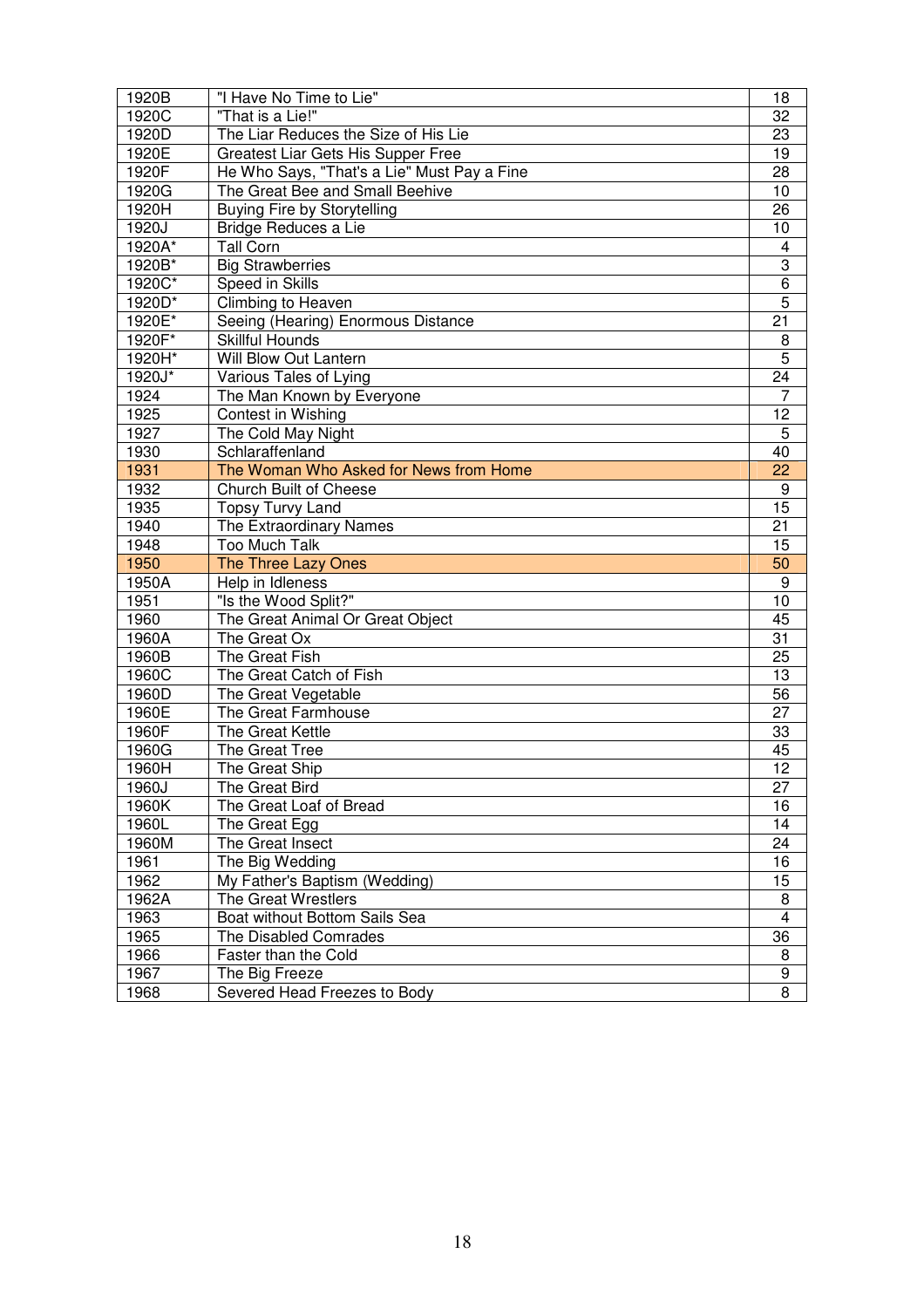| | | |
|---|---|---|
| 1920B | "I Have No Time to Lie" | 18 |
| 1920C | "That is a Lie!" | 32 |
| 1920D | The Liar Reduces the Size of His Lie | 23 |
| 1920E | Greatest Liar Gets His Supper Free | 19 |
| 1920F | He Who Says, "That's a Lie" Must Pay a Fine | 28 |
| 1920G | The Great Bee and Small Beehive | 10 |
| 1920H | Buying Fire by Storytelling | 26 |
| 1920J | Bridge Reduces a Lie | 10 |
| 1920A* | Tall Corn | 4 |
| 1920B* | Big Strawberries | 3 |
| 1920C* | Speed in Skills | 6 |
| 1920D* | Climbing to Heaven | 5 |
| 1920E* | Seeing (Hearing) Enormous Distance | 21 |
| 1920F* | Skillful Hounds | 8 |
| 1920H* | Will Blow Out Lantern | 5 |
| 1920J* | Various Tales of Lying | 24 |
| 1924 | The Man Known by Everyone | 7 |
| 1925 | Contest in Wishing | 12 |
| 1927 | The Cold May Night | 5 |
| 1930 | Schlaraffenland | 40 |
| 1931 | The Woman Who Asked for News from Home | 22 |
| 1932 | Church Built of Cheese | 9 |
| 1935 | Topsy Turvy Land | 15 |
| 1940 | The Extraordinary Names | 21 |
| 1948 | Too Much Talk | 15 |
| 1950 | The Three Lazy Ones | 50 |
| 1950A | Help in Idleness | 9 |
| 1951 | "Is the Wood Split?" | 10 |
| 1960 | The Great Animal Or Great Object | 45 |
| 1960A | The Great Ox | 31 |
| 1960B | The Great Fish | 25 |
| 1960C | The Great Catch of Fish | 13 |
| 1960D | The Great Vegetable | 56 |
| 1960E | The Great Farmhouse | 27 |
| 1960F | The Great Kettle | 33 |
| 1960G | The Great Tree | 45 |
| 1960H | The Great Ship | 12 |
| 1960J | The Great Bird | 27 |
| 1960K | The Great Loaf of Bread | 16 |
| 1960L | The Great Egg | 14 |
| 1960M | The Great Insect | 24 |
| 1961 | The Big Wedding | 16 |
| 1962 | My Father's Baptism (Wedding) | 15 |
| 1962A | The Great Wrestlers | 8 |
| 1963 | Boat without Bottom Sails Sea | 4 |
| 1965 | The Disabled Comrades | 36 |
| 1966 | Faster than the Cold | 8 |
| 1967 | The Big Freeze | 9 |
| 1968 | Severed Head Freezes to Body | 8 |